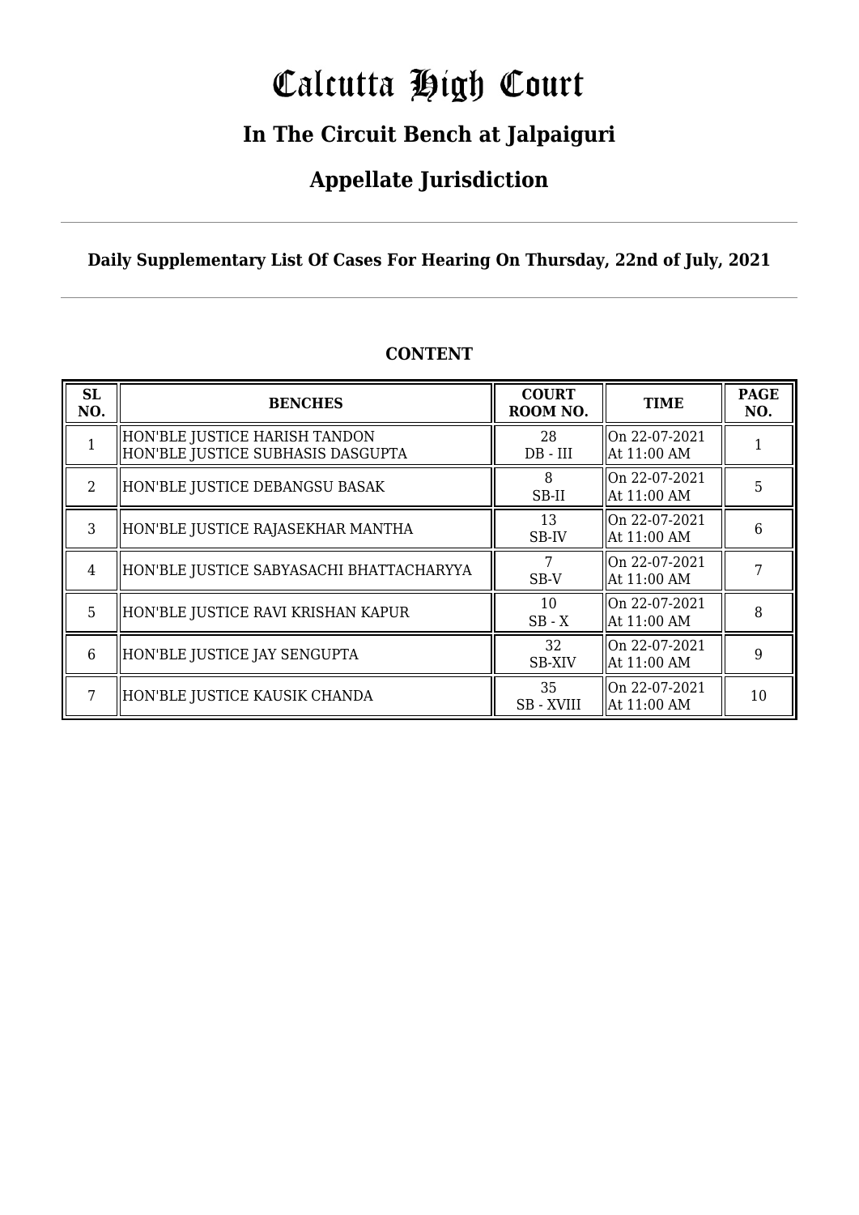# Calcutta High Court

## In The Circuit Bench at Jalpaiguri

## Appellate Jurisdiction

**Daily Supplementary List Of Cases For Hearing On Thursday, 22nd of July, 2021**

### CONTENT

| SL NO. | BENCHES | COURT ROOM NO. | TIME | PAGE NO. |
|---|---|---|---|---|
| 1 | HON'BLE JUSTICE HARISH TANDON<br>HON'BLE JUSTICE SUBHASIS DASGUPTA | 28<br>DB - III | On 22-07-2021<br>At 11:00 AM | 1 |
| 2 | HON'BLE JUSTICE DEBANGSU BASAK | 8<br>SB-II | On 22-07-2021<br>At 11:00 AM | 5 |
| 3 | HON'BLE JUSTICE RAJASEKHAR MANTHA | 13<br>SB-IV | On 22-07-2021<br>At 11:00 AM | 6 |
| 4 | HON'BLE JUSTICE SABYASACHI BHATTACHARYYA | 7<br>SB-V | On 22-07-2021<br>At 11:00 AM | 7 |
| 5 | HON'BLE JUSTICE RAVI KRISHAN KAPUR | 10<br>SB - X | On 22-07-2021<br>At 11:00 AM | 8 |
| 6 | HON'BLE JUSTICE JAY SENGUPTA | 32<br>SB-XIV | On 22-07-2021<br>At 11:00 AM | 9 |
| 7 | HON'BLE JUSTICE KAUSIK CHANDA | 35<br>SB - XVIII | On 22-07-2021<br>At 11:00 AM | 10 |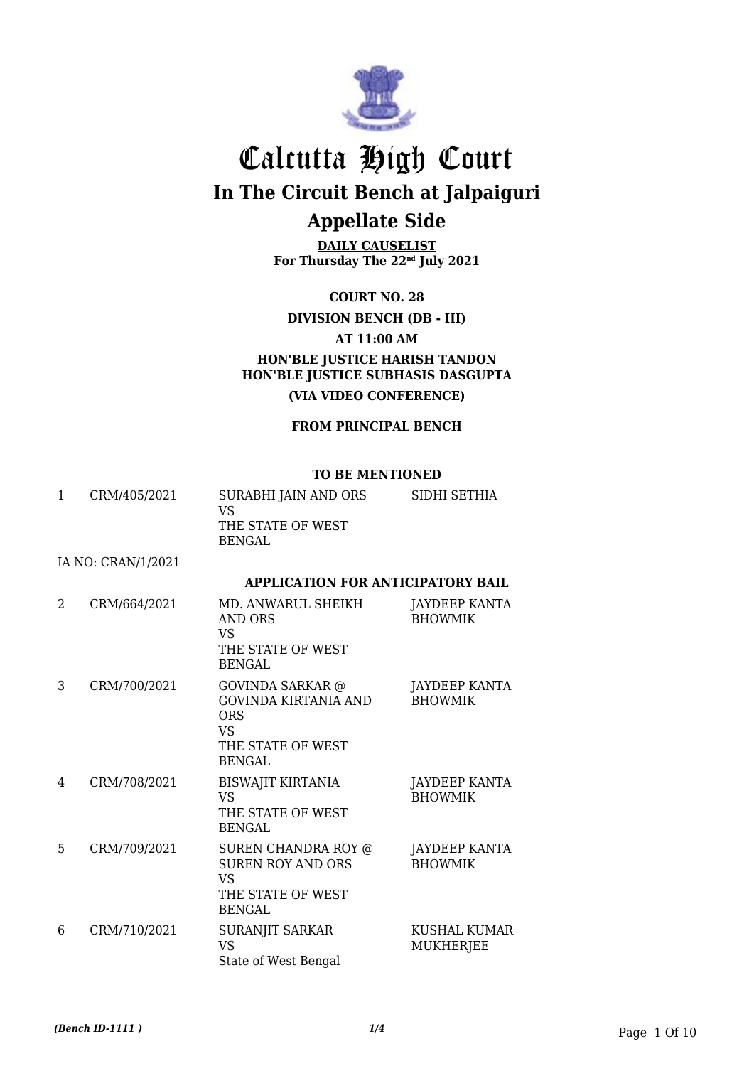# Calcutta High Court

## In The Circuit Bench at Jalpaiguri

## Appellate Side

**DAILY CAUSELIST**
**For Thursday The 22nd July 2021**

**COURT NO. 28**

**DIVISION BENCH (DB - III)**

**AT 11:00 AM**

**HON'BLE JUSTICE HARISH TANDON**
**HON'BLE JUSTICE SUBHASIS DASGUPTA**

**(VIA VIDEO CONFERENCE)**

**FROM PRINCIPAL BENCH**

**TO BE MENTIONED**

| | | | |
|---|---|---|---|
| 1 | CRM/405/2021 | SURABHI JAIN AND ORS VS THE STATE OF WEST BENGAL | SIDHI SETHIA |

IA NO: CRAN/1/2021

**APPLICATION FOR ANTICIPATORY BAIL**

| | | | |
|---|---|---|---|
| 2 | CRM/664/2021 | MD. ANWARUL SHEIKH AND ORS VS THE STATE OF WEST BENGAL | JAYDEEP KANTA BHOWMIK |
| 3 | CRM/700/2021 | GOVINDA SARKAR @ GOVINDA KIRTANIA AND ORS VS THE STATE OF WEST BENGAL | JAYDEEP KANTA BHOWMIK |
| 4 | CRM/708/2021 | BISWAJIT KIRTANIA VS THE STATE OF WEST BENGAL | JAYDEEP KANTA BHOWMIK |
| 5 | CRM/709/2021 | SUREN CHANDRA ROY @ SUREN ROY AND ORS VS THE STATE OF WEST BENGAL | JAYDEEP KANTA BHOWMIK |
| 6 | CRM/710/2021 | SURANJIT SARKAR VS State of West Bengal | KUSHAL KUMAR MUKHERJEE |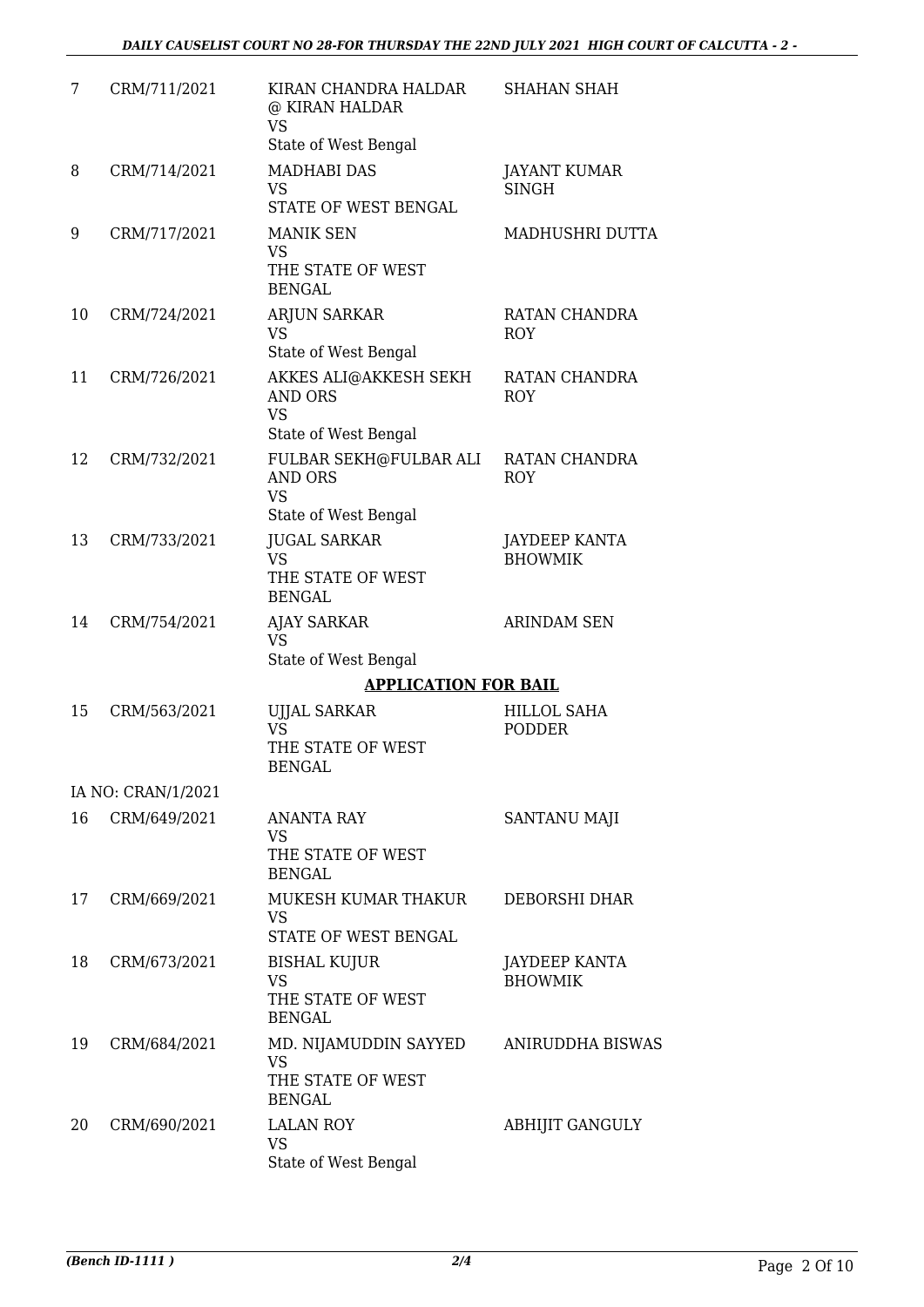| | | | |
|---|---|---|---|
| 7 | CRM/711/2021 | KIRAN CHANDRA HALDAR @ KIRAN HALDAR<br>VS<br>State of West Bengal | SHAHAN SHAH |
| 8 | CRM/714/2021 | MADHABI DAS<br>VS<br>STATE OF WEST BENGAL | JAYANT KUMAR SINGH |
| 9 | CRM/717/2021 | MANIK SEN<br>VS<br>THE STATE OF WEST BENGAL | MADHUSHRI DUTTA |
| 10 | CRM/724/2021 | ARJUN SARKAR<br>VS<br>State of West Bengal | RATAN CHANDRA ROY |
| 11 | CRM/726/2021 | AKKES ALI@AKKESH SEKH AND ORS<br>VS<br>State of West Bengal | RATAN CHANDRA ROY |
| 12 | CRM/732/2021 | FULBAR SEKH@FULBAR ALI AND ORS<br>VS<br>State of West Bengal | RATAN CHANDRA ROY |
| 13 | CRM/733/2021 | JUGAL SARKAR<br>VS<br>THE STATE OF WEST BENGAL | JAYDEEP KANTA BHOWMIK |
| 14 | CRM/754/2021 | AJAY SARKAR<br>VS<br>State of West Bengal | ARINDAM SEN |

**APPLICATION FOR BAIL**

| | | | |
|---|---|---|---|
| 15 | CRM/563/2021 | UJJAL SARKAR<br>VS<br>THE STATE OF WEST BENGAL | HILLOL SAHA PODDER |
| | IA NO: CRAN/1/2021 | | |
| 16 | CRM/649/2021 | ANANTA RAY<br>VS<br>THE STATE OF WEST BENGAL | SANTANU MAJI |
| 17 | CRM/669/2021 | MUKESH KUMAR THAKUR<br>VS<br>STATE OF WEST BENGAL | DEBORSHI DHAR |
| 18 | CRM/673/2021 | BISHAL KUJUR<br>VS<br>THE STATE OF WEST BENGAL | JAYDEEP KANTA BHOWMIK |
| 19 | CRM/684/2021 | MD. NIJAMUDDIN SAYYED<br>VS<br>THE STATE OF WEST BENGAL | ANIRUDDHA BISWAS |
| 20 | CRM/690/2021 | LALAN ROY<br>VS<br>State of West Bengal | ABHIJIT GANGULY |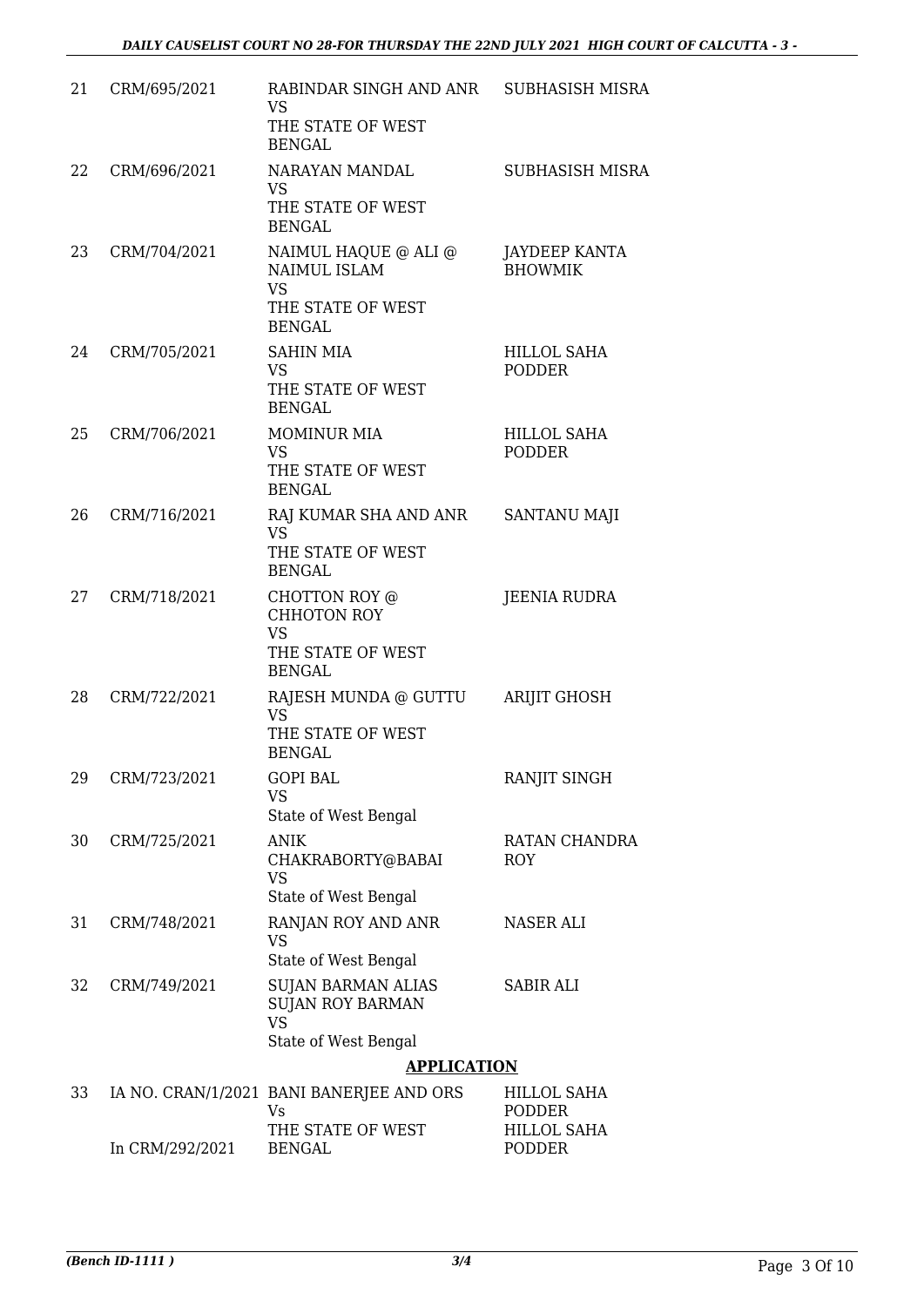| 21 | CRM/695/2021 | RABINDAR SINGH AND ANR VS THE STATE OF WEST BENGAL | SUBHASISH MISRA |
|---|---|---|---|
| 22 | CRM/696/2021 | NARAYAN MANDAL VS THE STATE OF WEST BENGAL | SUBHASISH MISRA |
| 23 | CRM/704/2021 | NAIMUL HAQUE @ ALI @ NAIMUL ISLAM VS THE STATE OF WEST BENGAL | JAYDEEP KANTA BHOWMIK |
| 24 | CRM/705/2021 | SAHIN MIA VS THE STATE OF WEST BENGAL | HILLOL SAHA PODDER |
| 25 | CRM/706/2021 | MOMINUR MIA VS THE STATE OF WEST BENGAL | HILLOL SAHA PODDER |
| 26 | CRM/716/2021 | RAJ KUMAR SHA AND ANR VS THE STATE OF WEST BENGAL | SANTANU MAJI |
| 27 | CRM/718/2021 | CHOTTON ROY @ CHHOTON ROY VS THE STATE OF WEST BENGAL | JEENIA RUDRA |
| 28 | CRM/722/2021 | RAJESH MUNDA @ GUTTU VS THE STATE OF WEST BENGAL | ARIJIT GHOSH |
| 29 | CRM/723/2021 | GOPI BAL VS State of West Bengal | RANJIT SINGH |
| 30 | CRM/725/2021 | ANIK CHAKRABORTY@BABAI VS State of West Bengal | RATAN CHANDRA ROY |
| 31 | CRM/748/2021 | RANJAN ROY AND ANR VS State of West Bengal | NASER ALI |
| 32 | CRM/749/2021 | SUJAN BARMAN ALIAS SUJAN ROY BARMAN VS State of West Bengal | SABIR ALI |

**APPLICATION**

| 33 | IA NO. CRAN/1/2021 In CRM/292/2021 | BANI BANERJEE AND ORS Vs THE STATE OF WEST BENGAL | HILLOL SAHA PODDER HILLOL SAHA PODDER |
|---|---|---|---|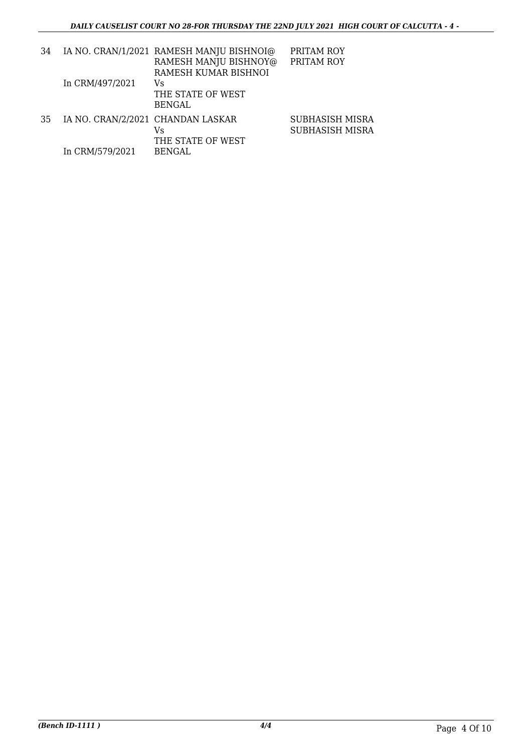| | | | |
|---|---|---|---|
| 34 | IA NO. CRAN/1/2021<br>In CRM/497/2021 | RAMESH MANJU BISHNOI@ RAMESH MANJU BISHNOY@ RAMESH KUMAR BISHNOI<br>Vs<br>THE STATE OF WEST BENGAL | PRITAM ROY<br>PRITAM ROY |
| 35 | IA NO. CRAN/2/2021<br>In CRM/579/2021 | CHANDAN LASKAR<br>Vs<br>THE STATE OF WEST BENGAL | SUBHASISH MISRA<br>SUBHASISH MISRA |

*(Bench ID-1111 )* **4/4**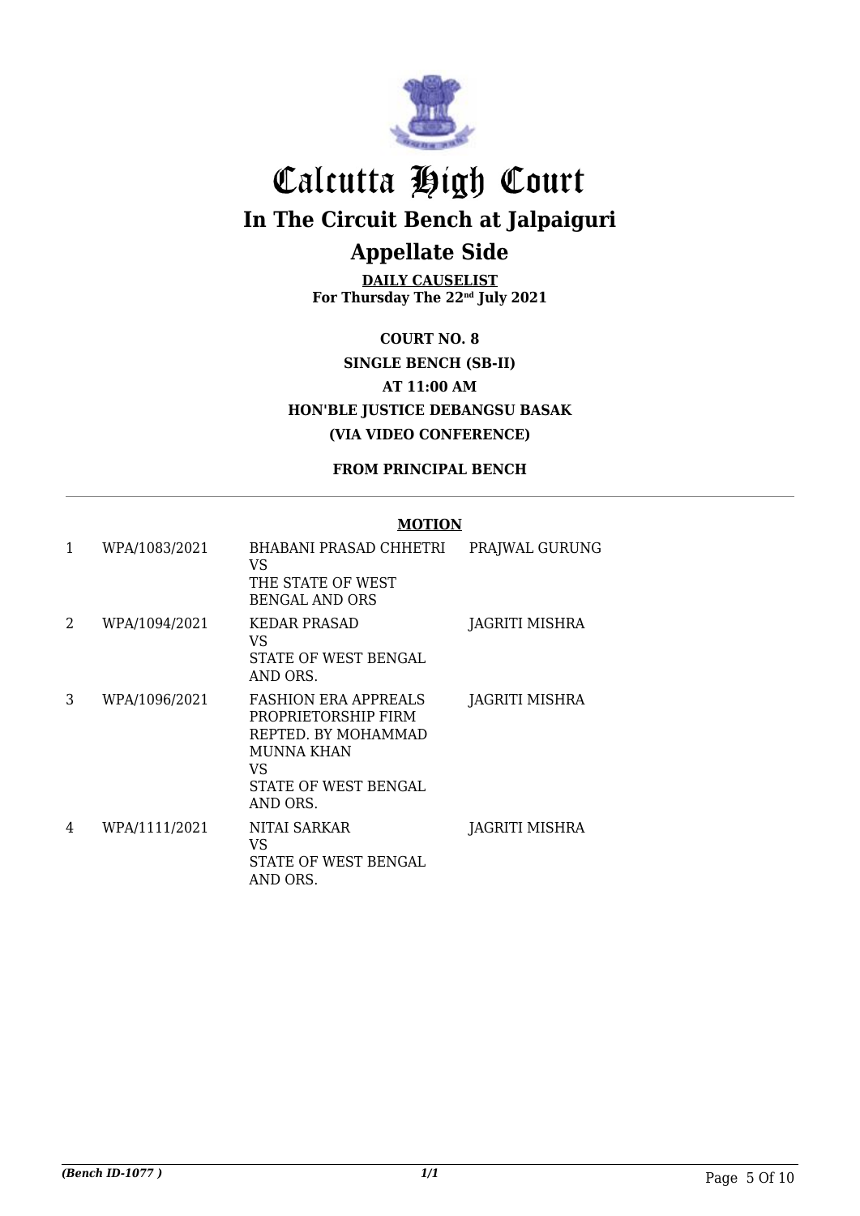# Calcutta High Court

## In The Circuit Bench at Jalpaiguri

## Appellate Side

**DAILY CAUSELIST**
**For Thursday The 22nd July 2021**

**COURT NO. 8**

**SINGLE BENCH (SB-II)**

**AT 11:00 AM**

**HON'BLE JUSTICE DEBANGSU BASAK**

**(VIA VIDEO CONFERENCE)**

**FROM PRINCIPAL BENCH**

**MOTION**

| | | | |
|---|---|---|---|
| 1 | WPA/1083/2021 | BHABANI PRASAD CHHETRI VS THE STATE OF WEST BENGAL AND ORS | PRAJWAL GURUNG |
| 2 | WPA/1094/2021 | KEDAR PRASAD VS STATE OF WEST BENGAL AND ORS. | JAGRITI MISHRA |
| 3 | WPA/1096/2021 | FASHION ERA APPREALS PROPRIETORSHIP FIRM REPTED. BY MOHAMMAD MUNNA KHAN VS STATE OF WEST BENGAL AND ORS. | JAGRITI MISHRA |
| 4 | WPA/1111/2021 | NITAI SARKAR VS STATE OF WEST BENGAL AND ORS. | JAGRITI MISHRA |

*(Bench ID-1077 )* 1/1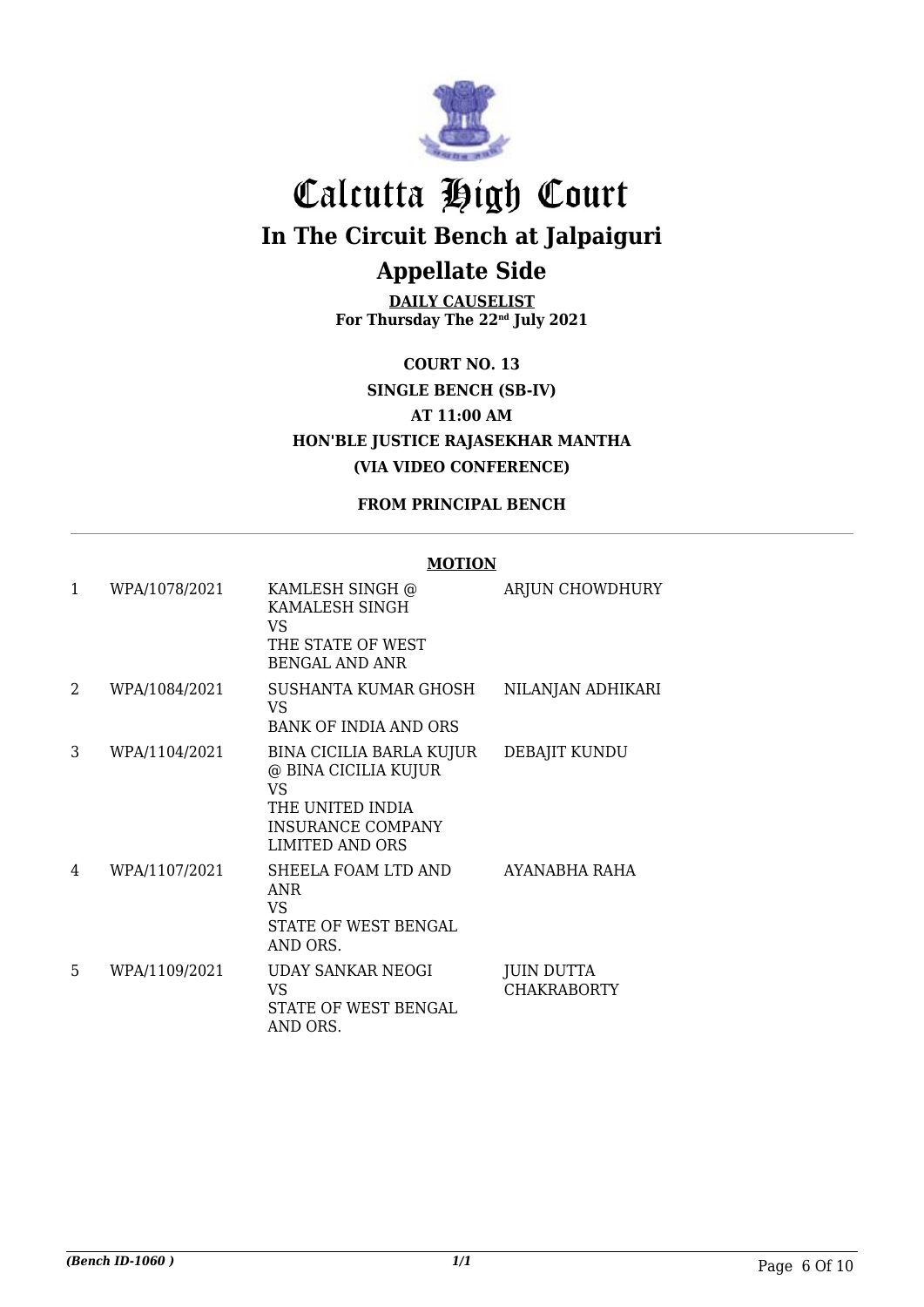# Calcutta High Court

## In The Circuit Bench at Jalpaiguri

## Appellate Side

**DAILY CAUSELIST**
**For Thursday The 22nd July 2021**

**COURT NO. 13**

**SINGLE BENCH (SB-IV)**

**AT 11:00 AM**

**HON'BLE JUSTICE RAJASEKHAR MANTHA**

**(VIA VIDEO CONFERENCE)**

**FROM PRINCIPAL BENCH**

**MOTION**

| | | | |
|---|---|---|---|
| 1 | WPA/1078/2021 | KAMLESH SINGH @ KAMALESH SINGH VS THE STATE OF WEST BENGAL AND ANR | ARJUN CHOWDHURY |
| 2 | WPA/1084/2021 | SUSHANTA KUMAR GHOSH VS BANK OF INDIA AND ORS | NILANJAN ADHIKARI |
| 3 | WPA/1104/2021 | BINA CICILIA BARLA KUJUR @ BINA CICILIA KUJUR VS THE UNITED INDIA INSURANCE COMPANY LIMITED AND ORS | DEBAJIT KUNDU |
| 4 | WPA/1107/2021 | SHEELA FOAM LTD AND ANR VS STATE OF WEST BENGAL AND ORS. | AYANABHA RAHA |
| 5 | WPA/1109/2021 | UDAY SANKAR NEOGI VS STATE OF WEST BENGAL AND ORS. | JUIN DUTTA CHAKRABORTY |

*(Bench ID-1060 )* 1/1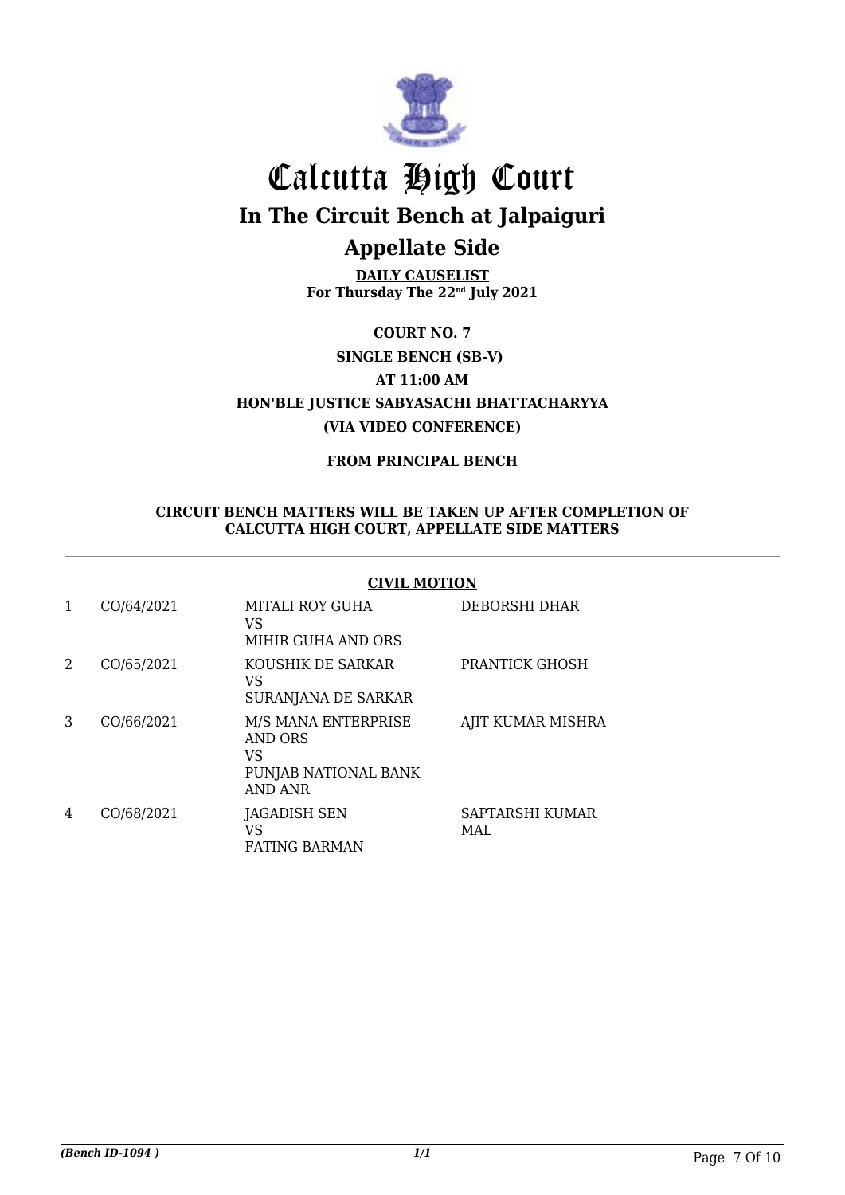# Calcutta High Court

## In The Circuit Bench at Jalpaiguri

## Appellate Side

**DAILY CAUSELIST**
**For Thursday The 22nd July 2021**

**COURT NO. 7**

**SINGLE BENCH (SB-V)**

**AT 11:00 AM**

**HON'BLE JUSTICE SABYASACHI BHATTACHARYYA**

**(VIA VIDEO CONFERENCE)**

**FROM PRINCIPAL BENCH**

**CIRCUIT BENCH MATTERS WILL BE TAKEN UP AFTER COMPLETION OF CALCUTTA HIGH COURT, APPELLATE SIDE MATTERS**

**CIVIL MOTION**

| | | | |
|---|---|---|---|
| 1 | CO/64/2021 | MITALI ROY GUHA<br>VS<br>MIHIR GUHA AND ORS | DEBORSHI DHAR |
| 2 | CO/65/2021 | KOUSHIK DE SARKAR<br>VS<br>SURANJANA DE SARKAR | PRANTICK GHOSH |
| 3 | CO/66/2021 | M/S MANA ENTERPRISE AND ORS<br>VS<br>PUNJAB NATIONAL BANK AND ANR | AJIT KUMAR MISHRA |
| 4 | CO/68/2021 | JAGADISH SEN<br>VS<br>FATING BARMAN | SAPTARSHI KUMAR MAL |

*(Bench ID-1094 )*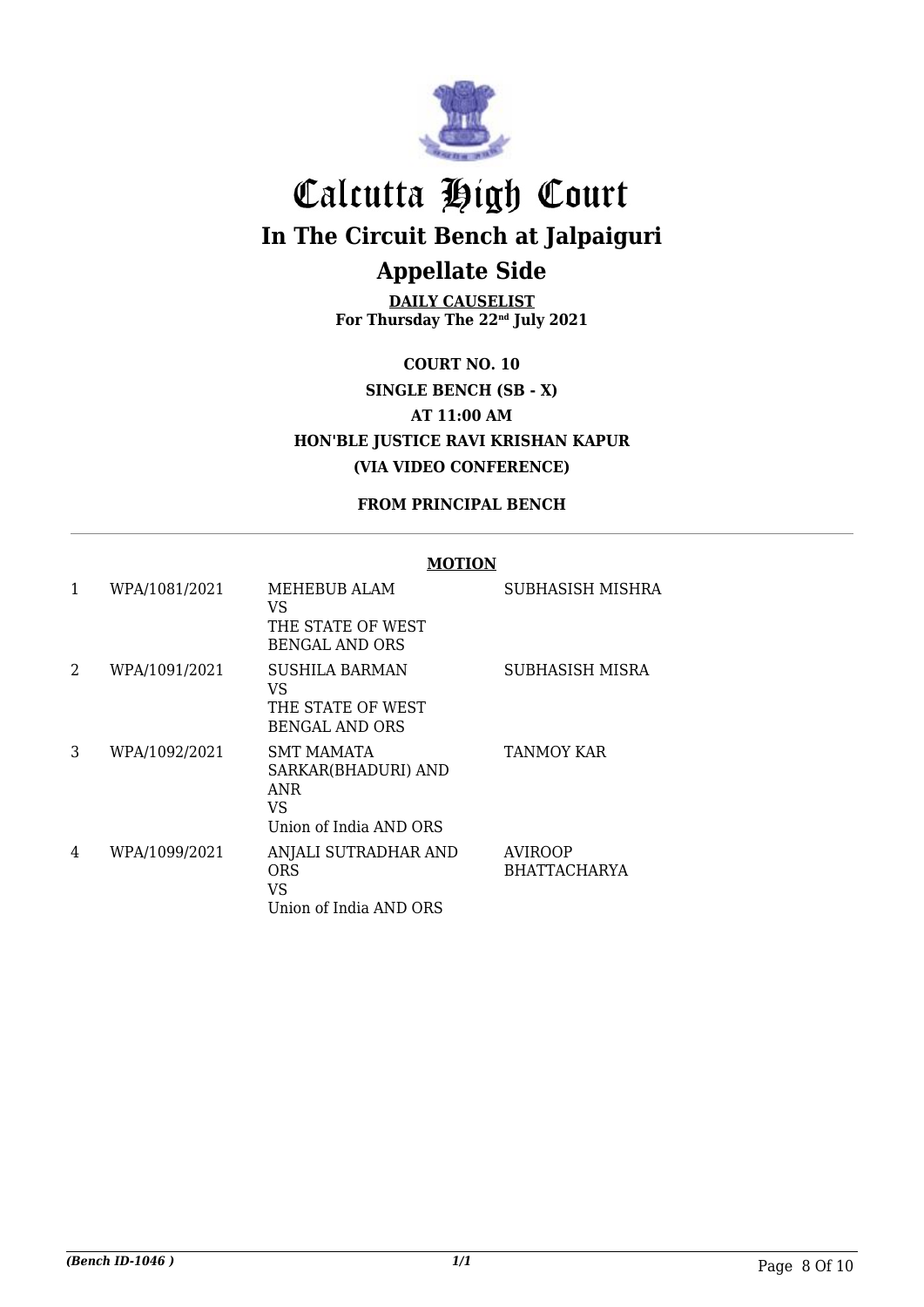# Calcutta High Court

## In The Circuit Bench at Jalpaiguri

## Appellate Side

**DAILY CAUSELIST**
**For Thursday The 22nd July 2021**

**COURT NO. 10**

**SINGLE BENCH (SB - X)**

**AT 11:00 AM**

**HON'BLE JUSTICE RAVI KRISHAN KAPUR**

**(VIA VIDEO CONFERENCE)**

**FROM PRINCIPAL BENCH**

**MOTION**

| | | | |
|---|---|---|---|
| 1 | WPA/1081/2021 | MEHEBUB ALAM<br>VS<br>THE STATE OF WEST BENGAL AND ORS | SUBHASISH MISHRA |
| 2 | WPA/1091/2021 | SUSHILA BARMAN<br>VS<br>THE STATE OF WEST BENGAL AND ORS | SUBHASISH MISRA |
| 3 | WPA/1092/2021 | SMT MAMATA SARKAR(BHADURI) AND ANR<br>VS<br>Union of India AND ORS | TANMOY KAR |
| 4 | WPA/1099/2021 | ANJALI SUTRADHAR AND ORS<br>VS<br>Union of India AND ORS | AVIROOP BHATTACHARYA |

*(Bench ID-1046 )*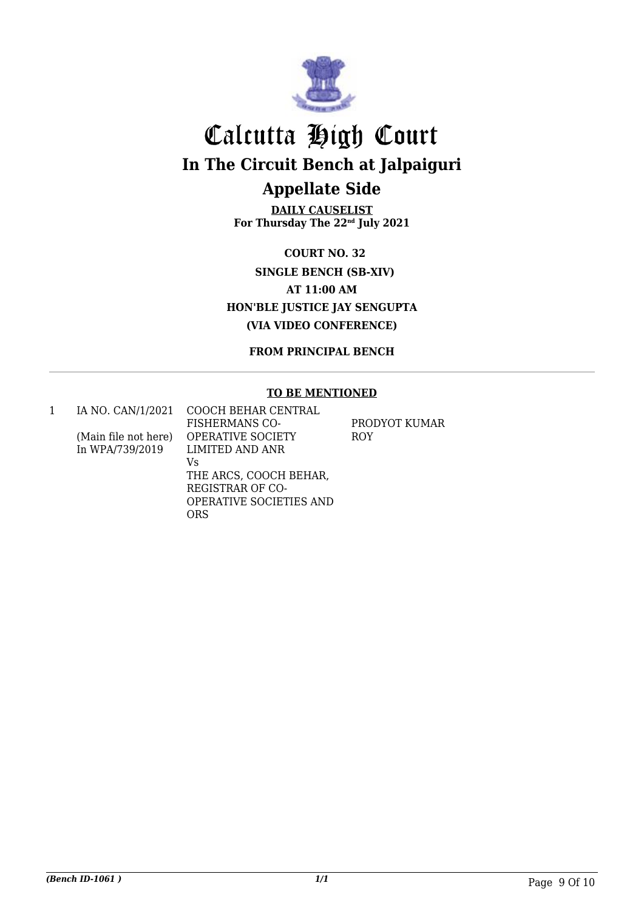# Calcutta High Court

## In The Circuit Bench at Jalpaiguri

## Appellate Side

**DAILY CAUSELIST**
**For Thursday The 22nd July 2021**

**COURT NO. 32**

**SINGLE BENCH (SB-XIV)**

**AT 11:00 AM**

**HON'BLE JUSTICE JAY SENGUPTA**

**(VIA VIDEO CONFERENCE)**

**FROM PRINCIPAL BENCH**

---

**TO BE MENTIONED**

| | | | |
|---|---|---|---|
| 1 | IA NO. CAN/1/2021<br><br>(Main file not here)<br>In WPA/739/2019 | COOCH BEHAR CENTRAL FISHERMANS CO-OPERATIVE SOCIETY LIMITED AND ANR<br>Vs<br>THE ARCS, COOCH BEHAR, REGISTRAR OF CO-OPERATIVE SOCIETIES AND ORS | PRODYOT KUMAR ROY |

*(Bench ID-1061 )*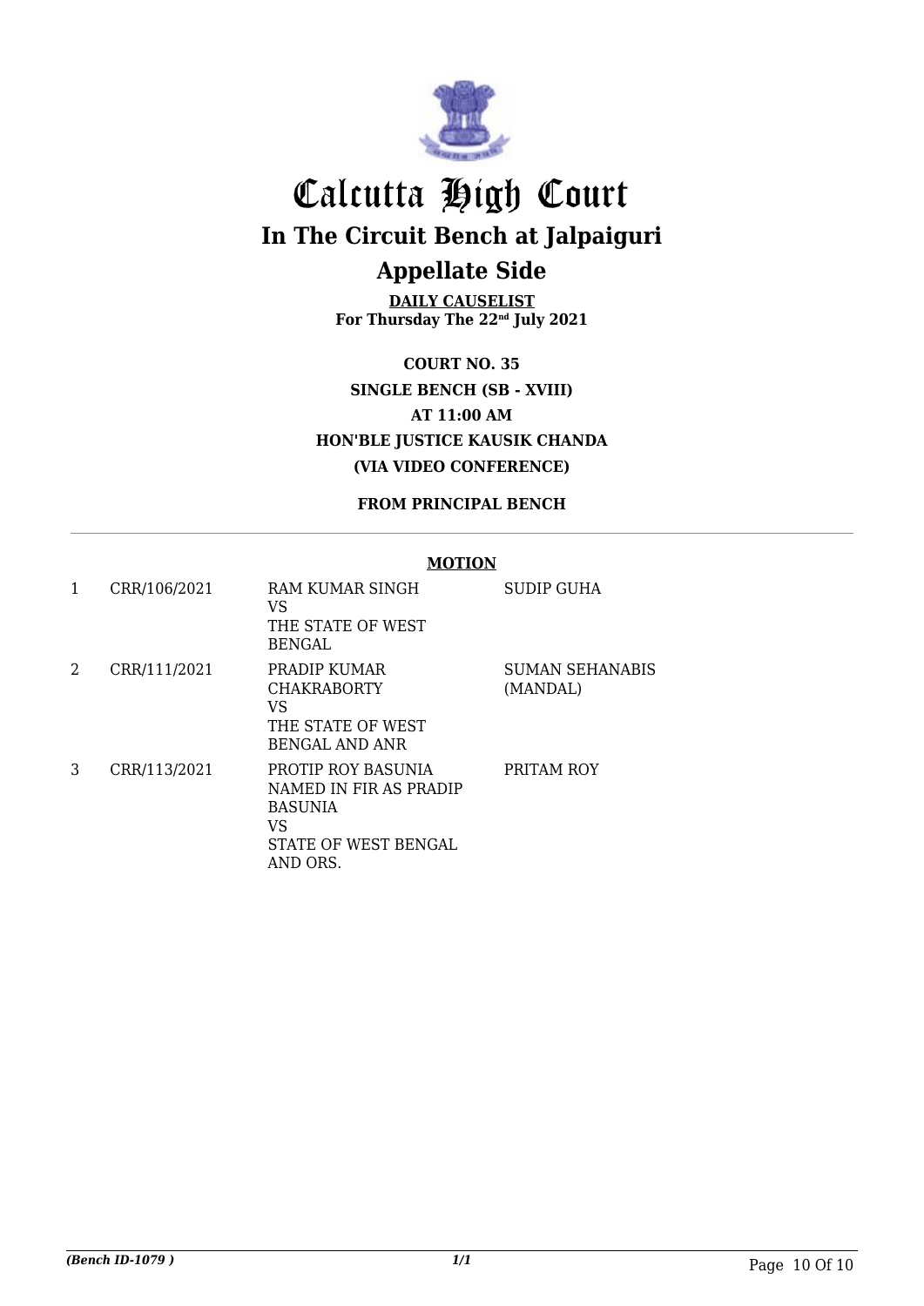# Calcutta High Court

## In The Circuit Bench at Jalpaiguri

## Appellate Side

**DAILY CAUSELIST**
**For Thursday The 22nd July 2021**

**COURT NO. 35**
**SINGLE BENCH (SB - XVIII)**
**AT 11:00 AM**
**HON'BLE JUSTICE KAUSIK CHANDA**
**(VIA VIDEO CONFERENCE)**

**FROM PRINCIPAL BENCH**

**MOTION**

| | | | |
|---|---|---|---|
| 1 | CRR/106/2021 | RAM KUMAR SINGH VS THE STATE OF WEST BENGAL | SUDIP GUHA |
| 2 | CRR/111/2021 | PRADIP KUMAR CHAKRABORTY VS THE STATE OF WEST BENGAL AND ANR | SUMAN SEHANABIS (MANDAL) |
| 3 | CRR/113/2021 | PROTIP ROY BASUNIA NAMED IN FIR AS PRADIP BASUNIA VS STATE OF WEST BENGAL AND ORS. | PRITAM ROY |

*(Bench ID-1079 )*